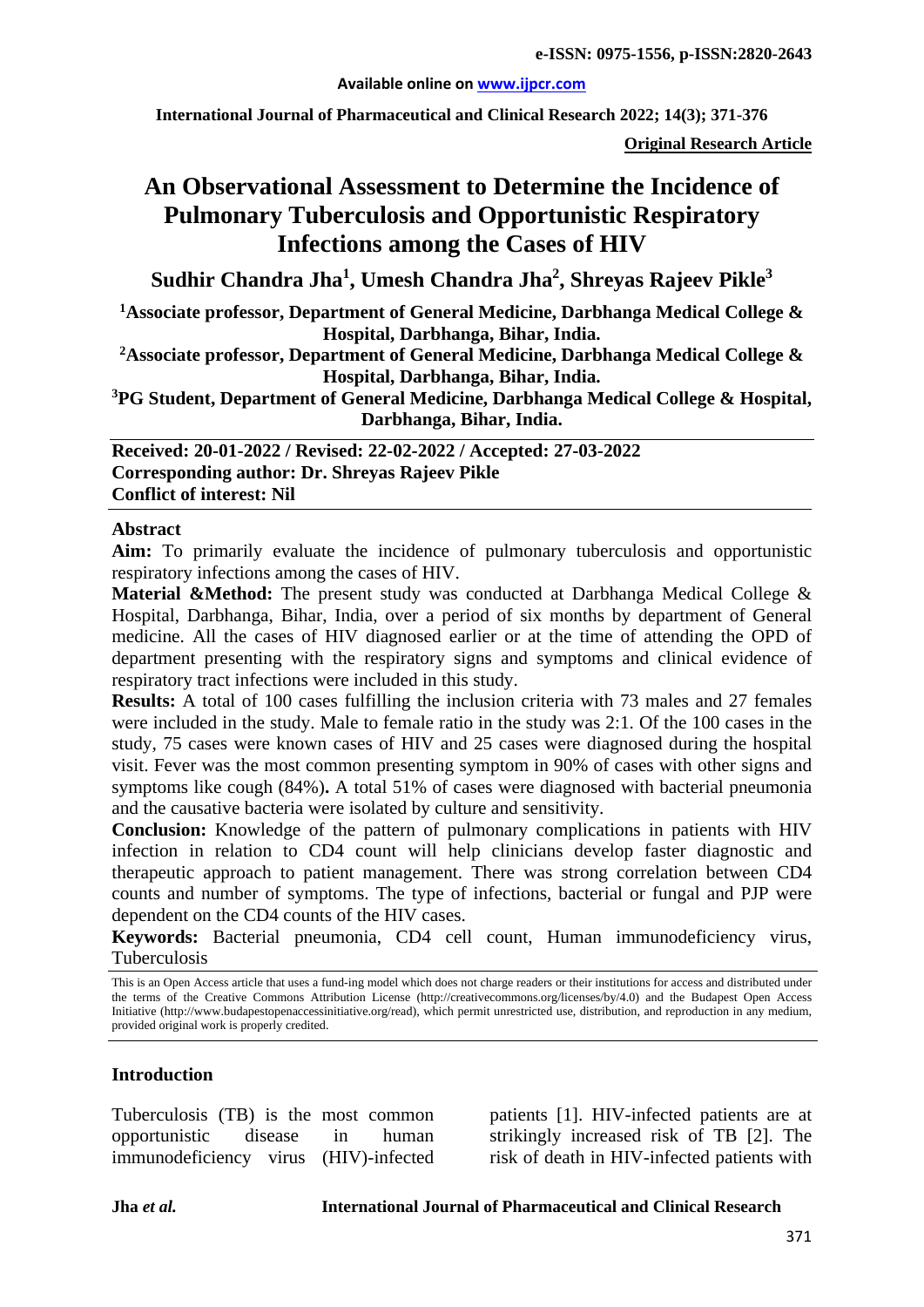**Original Research Article**

# An Observational Assessment to Determine the Incidence of Pulmonary Tuberculosis and Opportunistic Respiratory Infections among the Cases of HIV

**Sudhir Chandra Jha[1], Umesh Chandra Jha[2], Shreyas Rajeev Pikle[3]**

[1]Associate professor, Department of General Medicine, Darbhanga Medical College & Hospital, Darbhanga, Bihar, India.

[2]Associate professor, Department of General Medicine, Darbhanga Medical College & Hospital, Darbhanga, Bihar, India.

[3]PG Student, Department of General Medicine, Darbhanga Medical College & Hospital, Darbhanga, Bihar, India.

**Received: 20-01-2022 / Revised: 22-02-2022 / Accepted: 27-03-2022**
**Corresponding author: Dr. Shreyas Rajeev Pikle**
**Conflict of interest: Nil**

## Abstract

**Aim:** To primarily evaluate the incidence of pulmonary tuberculosis and opportunistic respiratory infections among the cases of HIV.

**Material &Method:** The present study was conducted at Darbhanga Medical College & Hospital, Darbhanga, Bihar, India, over a period of six months by department of General medicine. All the cases of HIV diagnosed earlier or at the time of attending the OPD of department presenting with the respiratory signs and symptoms and clinical evidence of respiratory tract infections were included in this study.

**Results:** A total of 100 cases fulfilling the inclusion criteria with 73 males and 27 females were included in the study. Male to female ratio in the study was 2:1. Of the 100 cases in the study, 75 cases were known cases of HIV and 25 cases were diagnosed during the hospital visit. Fever was the most common presenting symptom in 90% of cases with other signs and symptoms like cough (84%)**.** A total 51% of cases were diagnosed with bacterial pneumonia and the causative bacteria were isolated by culture and sensitivity.

**Conclusion:** Knowledge of the pattern of pulmonary complications in patients with HIV infection in relation to CD4 count will help clinicians develop faster diagnostic and therapeutic approach to patient management. There was strong correlation between CD4 counts and number of symptoms. The type of infections, bacterial or fungal and PJP were dependent on the CD4 counts of the HIV cases.

**Keywords:** Bacterial pneumonia, CD4 cell count, Human immunodeficiency virus, Tuberculosis

This is an Open Access article that uses a fund-ing model which does not charge readers or their institutions for access and distributed under the terms of the Creative Commons Attribution License (http://creativecommons.org/licenses/by/4.0) and the Budapest Open Access Initiative (http://www.budapestopenaccessinitiative.org/read), which permit unrestricted use, distribution, and reproduction in any medium, provided original work is properly credited.

## Introduction

Tuberculosis (TB) is the most common opportunistic disease in human immunodeficiency virus (HIV)-infected patients [1]. HIV-infected patients are at strikingly increased risk of TB [2]. The risk of death in HIV-infected patients with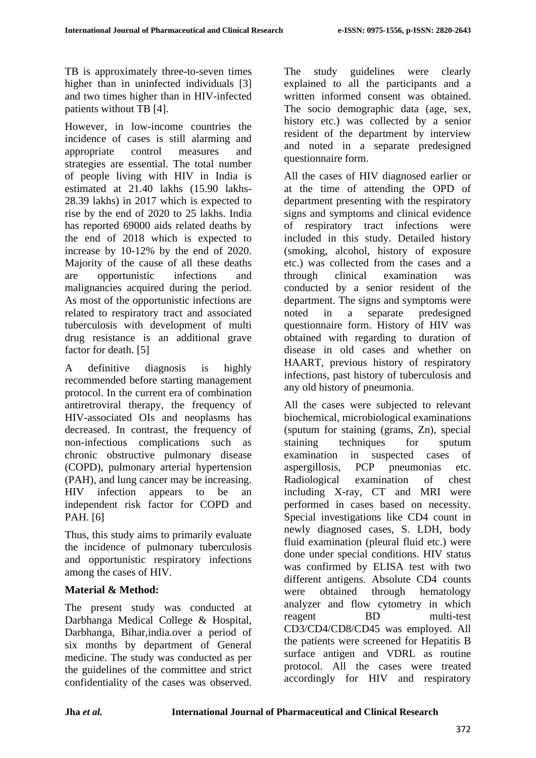TB is approximately three-to-seven times higher than in uninfected individuals [3] and two times higher than in HIV-infected patients without TB [4].

However, in low-income countries the incidence of cases is still alarming and appropriate control measures and strategies are essential. The total number of people living with HIV in India is estimated at 21.40 lakhs (15.90 lakhs-28.39 lakhs) in 2017 which is expected to rise by the end of 2020 to 25 lakhs. India has reported 69000 aids related deaths by the end of 2018 which is expected to increase by 10-12% by the end of 2020. Majority of the cause of all these deaths are opportunistic infections and malignancies acquired during the period. As most of the opportunistic infections are related to respiratory tract and associated tuberculosis with development of multi drug resistance is an additional grave factor for death. [5]

A definitive diagnosis is highly recommended before starting management protocol. In the current era of combination antiretroviral therapy, the frequency of HIV-associated OIs and neoplasms has decreased. In contrast, the frequency of non-infectious complications such as chronic obstructive pulmonary disease (COPD), pulmonary arterial hypertension (PAH), and lung cancer may be increasing. HIV infection appears to be an independent risk factor for COPD and PAH. [6]

Thus, this study aims to primarily evaluate the incidence of pulmonary tuberculosis and opportunistic respiratory infections among the cases of HIV.

**Material & Method:**

The present study was conducted at Darbhanga Medical College & Hospital, Darbhanga, Bihar,india.over a period of six months by department of General medicine. The study was conducted as per the guidelines of the committee and strict confidentiality of the cases was observed. The study guidelines were clearly explained to all the participants and a written informed consent was obtained. The socio demographic data (age, sex, history etc.) was collected by a senior resident of the department by interview and noted in a separate predesigned questionnaire form.

All the cases of HIV diagnosed earlier or at the time of attending the OPD of department presenting with the respiratory signs and symptoms and clinical evidence of respiratory tract infections were included in this study. Detailed history (smoking, alcohol, history of exposure etc.) was collected from the cases and a through clinical examination was conducted by a senior resident of the department. The signs and symptoms were noted in a separate predesigned questionnaire form. History of HIV was obtained with regarding to duration of disease in old cases and whether on HAART, previous history of respiratory infections, past history of tuberculosis and any old history of pneumonia.

All the cases were subjected to relevant biochemical, microbiological examinations (sputum for staining (grams, Zn), special staining techniques for sputum examination in suspected cases of aspergillosis, PCP pneumonias etc. Radiological examination of chest including X-ray, CT and MRI were performed in cases based on necessity. Special investigations like CD4 count in newly diagnosed cases, S. LDH, body fluid examination (pleural fluid etc.) were done under special conditions. HIV status was confirmed by ELISA test with two different antigens. Absolute CD4 counts were obtained through hematology analyzer and flow cytometry in which reagent BD multi-test CD3/CD4/CD8/CD45 was employed. All the patients were screened for Hepatitis B surface antigen and VDRL as routine protocol. All the cases were treated accordingly for HIV and respiratory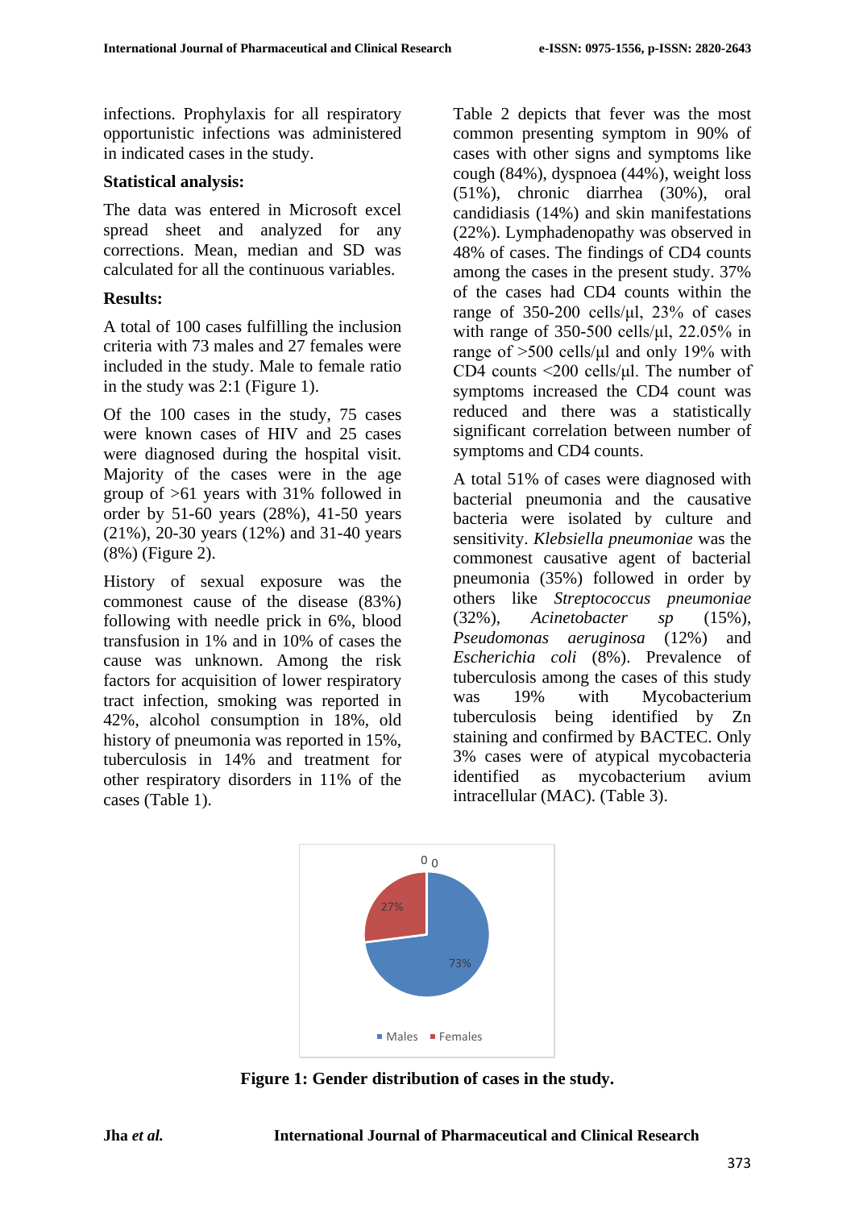infections. Prophylaxis for all respiratory opportunistic infections was administered in indicated cases in the study.

**Statistical analysis:**

The data was entered in Microsoft excel spread sheet and analyzed for any corrections. Mean, median and SD was calculated for all the continuous variables.

**Results:**

A total of 100 cases fulfilling the inclusion criteria with 73 males and 27 females were included in the study. Male to female ratio in the study was 2:1 (Figure 1).

Of the 100 cases in the study, 75 cases were known cases of HIV and 25 cases were diagnosed during the hospital visit. Majority of the cases were in the age group of >61 years with 31% followed in order by 51-60 years (28%), 41-50 years (21%), 20-30 years (12%) and 31-40 years (8%) (Figure 2).

History of sexual exposure was the commonest cause of the disease (83%) following with needle prick in 6%, blood transfusion in 1% and in 10% of cases the cause was unknown. Among the risk factors for acquisition of lower respiratory tract infection, smoking was reported in 42%, alcohol consumption in 18%, old history of pneumonia was reported in 15%, tuberculosis in 14% and treatment for other respiratory disorders in 11% of the cases (Table 1).

Table 2 depicts that fever was the most common presenting symptom in 90% of cases with other signs and symptoms like cough (84%), dyspnoea (44%), weight loss (51%), chronic diarrhea (30%), oral candidiasis (14%) and skin manifestations (22%). Lymphadenopathy was observed in 48% of cases. The findings of CD4 counts among the cases in the present study. 37% of the cases had CD4 counts within the range of 350-200 cells/µl, 23% of cases with range of 350-500 cells/µl, 22.05% in range of >500 cells/µl and only 19% with CD4 counts <200 cells/µl. The number of symptoms increased the CD4 count was reduced and there was a statistically significant correlation between number of symptoms and CD4 counts.

A total 51% of cases were diagnosed with bacterial pneumonia and the causative bacteria were isolated by culture and sensitivity. *Klebsiella pneumoniae* was the commonest causative agent of bacterial pneumonia (35%) followed in order by others like *Streptococcus pneumoniae* (32%), *Acinetobacter sp* (15%), *Pseudomonas aeruginosa* (12%) and *Escherichia coli* (8%). Prevalence of tuberculosis among the cases of this study was 19% with Mycobacterium tuberculosis being identified by Zn staining and confirmed by BACTEC. Only 3% cases were of atypical mycobacteria identified as mycobacterium avium intracellular (MAC). (Table 3).

**Figure 1: Gender distribution of cases in the study.**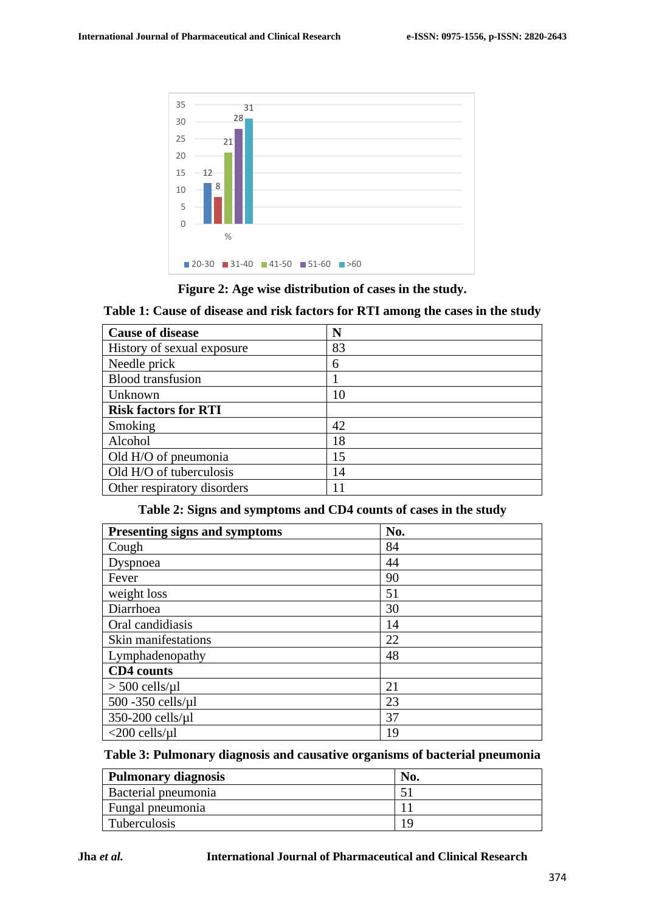Figure 2: Age wise distribution of cases in the study.

**Table 1: Cause of disease and risk factors for RTI among the cases in the study**

| Cause of disease | N |
|---|---|
| History of sexual exposure | 83 |
| Needle prick | 6 |
| Blood transfusion | 1 |
| Unknown | 10 |
| **Risk factors for RTI** | |
| Smoking | 42 |
| Alcohol | 18 |
| Old H/O of pneumonia | 15 |
| Old H/O of tuberculosis | 14 |
| Other respiratory disorders | 11 |

**Table 2: Signs and symptoms and CD4 counts of cases in the study**

| Presenting signs and symptoms | No. |
|---|---|
| Cough | 84 |
| Dyspnoea | 44 |
| Fever | 90 |
| weight loss | 51 |
| Diarrhoea | 30 |
| Oral candidiasis | 14 |
| Skin manifestations | 22 |
| Lymphadenopathy | 48 |
| **CD4 counts** | |
| > 500 cells/µl | 21 |
| 500 -350 cells/µl | 23 |
| 350-200 cells/µl | 37 |
| <200 cells/µl | 19 |

**Table 3: Pulmonary diagnosis and causative organisms of bacterial pneumonia**

| Pulmonary diagnosis | No. |
|---|---|
| Bacterial pneumonia | 51 |
| Fungal pneumonia | 11 |
| Tuberculosis | 19 |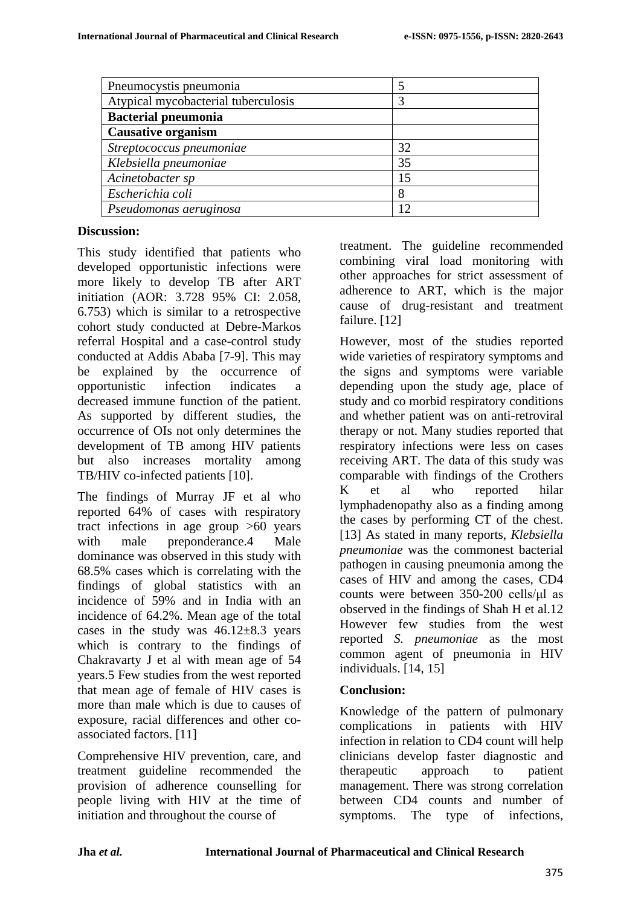| | |
|---|---|
| Pneumocystis pneumonia | 5 |
| Atypical mycobacterial tuberculosis | 3 |
| **Bacterial pneumonia** | |
| **Causative organism** | |
| *Streptococcus pneumoniae* | 32 |
| *Klebsiella pneumoniae* | 35 |
| *Acinetobacter sp* | 15 |
| *Escherichia coli* | 8 |
| *Pseudomonas aeruginosa* | 12 |

**Discussion:**

This study identified that patients who developed opportunistic infections were more likely to develop TB after ART initiation (AOR: 3.728 95% CI: 2.058, 6.753) which is similar to a retrospective cohort study conducted at Debre-Markos referral Hospital and a case-control study conducted at Addis Ababa [7-9]. This may be explained by the occurrence of opportunistic infection indicates a decreased immune function of the patient. As supported by different studies, the occurrence of OIs not only determines the development of TB among HIV patients but also increases mortality among TB/HIV co-infected patients [10].

The findings of Murray JF et al who reported 64% of cases with respiratory tract infections in age group >60 years with male preponderance.4 Male dominance was observed in this study with 68.5% cases which is correlating with the findings of global statistics with an incidence of 59% and in India with an incidence of 64.2%. Mean age of the total cases in the study was 46.12±8.3 years which is contrary to the findings of Chakravarty J et al with mean age of 54 years.5 Few studies from the west reported that mean age of female of HIV cases is more than male which is due to causes of exposure, racial differences and other co-associated factors. [11]

Comprehensive HIV prevention, care, and treatment guideline recommended the provision of adherence counselling for people living with HIV at the time of initiation and throughout the course of treatment. The guideline recommended combining viral load monitoring with other approaches for strict assessment of adherence to ART, which is the major cause of drug-resistant and treatment failure. [12]

However, most of the studies reported wide varieties of respiratory symptoms and the signs and symptoms were variable depending upon the study age, place of study and co morbid respiratory conditions and whether patient was on anti-retroviral therapy or not. Many studies reported that respiratory infections were less on cases receiving ART. The data of this study was comparable with findings of the Crothers K et al who reported hilar lymphadenopathy also as a finding among the cases by performing CT of the chest. [13] As stated in many reports, *Klebsiella pneumoniae* was the commonest bacterial pathogen in causing pneumonia among the cases of HIV and among the cases, CD4 counts were between 350-200 cells/μl as observed in the findings of Shah H et al.12 However few studies from the west reported *S. pneumoniae* as the most common agent of pneumonia in HIV individuals. [14, 15]

**Conclusion:**

Knowledge of the pattern of pulmonary complications in patients with HIV infection in relation to CD4 count will help clinicians develop faster diagnostic and therapeutic approach to patient management. There was strong correlation between CD4 counts and number of symptoms. The type of infections,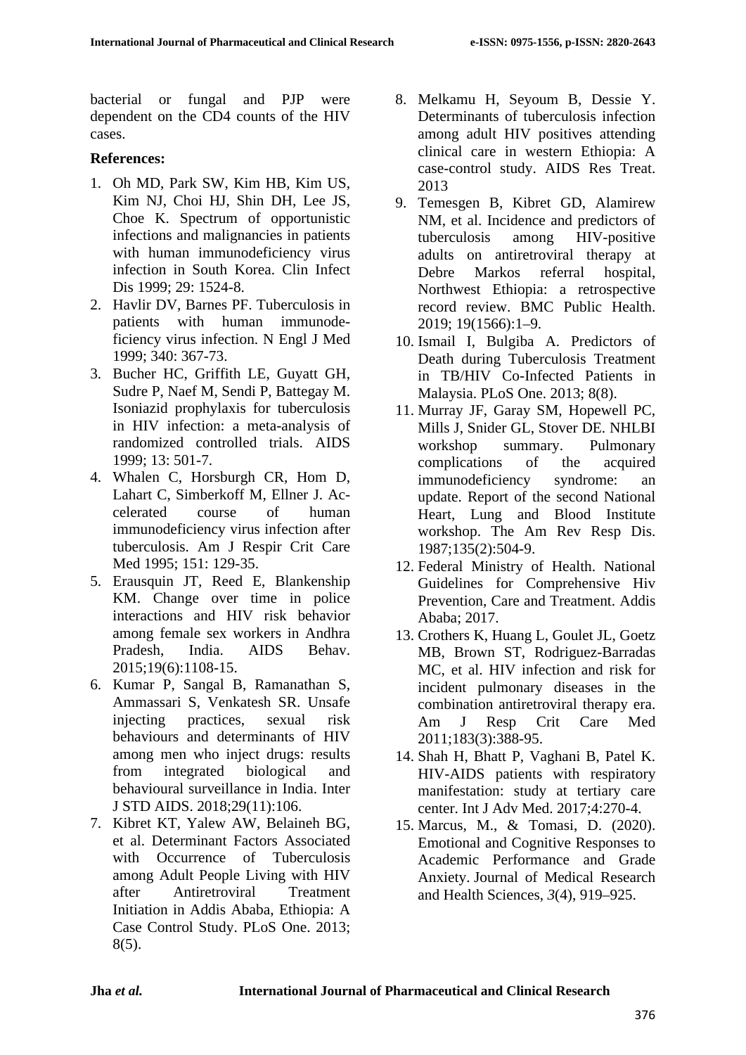bacterial or fungal and PJP were dependent on the CD4 counts of the HIV cases.

**References:**

1. Oh MD, Park SW, Kim HB, Kim US, Kim NJ, Choi HJ, Shin DH, Lee JS, Choe K. Spectrum of opportunistic infections and malignancies in patients with human immunodeficiency virus infection in South Korea. Clin Infect Dis 1999; 29: 1524-8.
2. Havlir DV, Barnes PF. Tuberculosis in patients with human immunodeficiency virus infection. N Engl J Med 1999; 340: 367-73.
3. Bucher HC, Griffith LE, Guyatt GH, Sudre P, Naef M, Sendi P, Battegay M. Isoniazid prophylaxis for tuberculosis in HIV infection: a meta-analysis of randomized controlled trials. AIDS 1999; 13: 501-7.
4. Whalen C, Horsburgh CR, Hom D, Lahart C, Simberkoff M, Ellner J. Accelerated course of human immunodeficiency virus infection after tuberculosis. Am J Respir Crit Care Med 1995; 151: 129-35.
5. Erausquin JT, Reed E, Blankenship KM. Change over time in police interactions and HIV risk behavior among female sex workers in Andhra Pradesh, India. AIDS Behav. 2015;19(6):1108-15.
6. Kumar P, Sangal B, Ramanathan S, Ammassari S, Venkatesh SR. Unsafe injecting practices, sexual risk behaviours and determinants of HIV among men who inject drugs: results from integrated biological and behavioural surveillance in India. Inter J STD AIDS. 2018;29(11):106.
7. Kibret KT, Yalew AW, Belaineh BG, et al. Determinant Factors Associated with Occurrence of Tuberculosis among Adult People Living with HIV after Antiretroviral Treatment Initiation in Addis Ababa, Ethiopia: A Case Control Study. PLoS One. 2013; 8(5).
8. Melkamu H, Seyoum B, Dessie Y. Determinants of tuberculosis infection among adult HIV positives attending clinical care in western Ethiopia: A case-control study. AIDS Res Treat. 2013
9. Temesgen B, Kibret GD, Alamirew NM, et al. Incidence and predictors of tuberculosis among HIV-positive adults on antiretroviral therapy at Debre Markos referral hospital, Northwest Ethiopia: a retrospective record review. BMC Public Health. 2019; 19(1566):1–9.
10. Ismail I, Bulgiba A. Predictors of Death during Tuberculosis Treatment in TB/HIV Co-Infected Patients in Malaysia. PLoS One. 2013; 8(8).
11. Murray JF, Garay SM, Hopewell PC, Mills J, Snider GL, Stover DE. NHLBI workshop summary. Pulmonary complications of the acquired immunodeficiency syndrome: an update. Report of the second National Heart, Lung and Blood Institute workshop. The Am Rev Resp Dis. 1987;135(2):504-9.
12. Federal Ministry of Health. National Guidelines for Comprehensive Hiv Prevention, Care and Treatment. Addis Ababa; 2017.
13. Crothers K, Huang L, Goulet JL, Goetz MB, Brown ST, Rodriguez-Barradas MC, et al. HIV infection and risk for incident pulmonary diseases in the combination antiretroviral therapy era. Am J Resp Crit Care Med 2011;183(3):388-95.
14. Shah H, Bhatt P, Vaghani B, Patel K. HIV-AIDS patients with respiratory manifestation: study at tertiary care center. Int J Adv Med. 2017;4:270-4.
15. Marcus, M., & Tomasi, D. (2020). Emotional and Cognitive Responses to Academic Performance and Grade Anxiety. Journal of Medical Research and Health Sciences, *3*(4), 919–925.